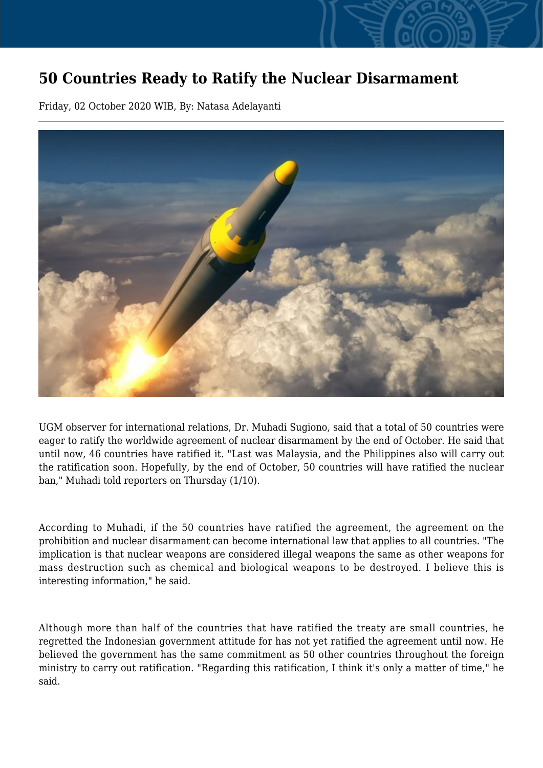# 50 Countries Ready to Ratify the Nuclear Disarmament

Friday, 02 October 2020 WIB, By: Natasa Adelayanti

UGM observer for international relations, Dr. Muhadi Sugiono, said that a total of 50 countries were eager to ratify the worldwide agreement of nuclear disarmament by the end of October. He said that until now, 46 countries have ratified it. "Last was Malaysia, and the Philippines also will carry out the ratification soon. Hopefully, by the end of October, 50 countries will have ratified the nuclear ban," Muhadi told reporters on Thursday (1/10).

According to Muhadi, if the 50 countries have ratified the agreement, the agreement on the prohibition and nuclear disarmament can become international law that applies to all countries. "The implication is that nuclear weapons are considered illegal weapons the same as other weapons for mass destruction such as chemical and biological weapons to be destroyed. I believe this is interesting information," he said.

Although more than half of the countries that have ratified the treaty are small countries, he regretted the Indonesian government attitude for has not yet ratified the agreement until now. He believed the government has the same commitment as 50 other countries throughout the foreign ministry to carry out ratification. "Regarding this ratification, I think it's only a matter of time," he said.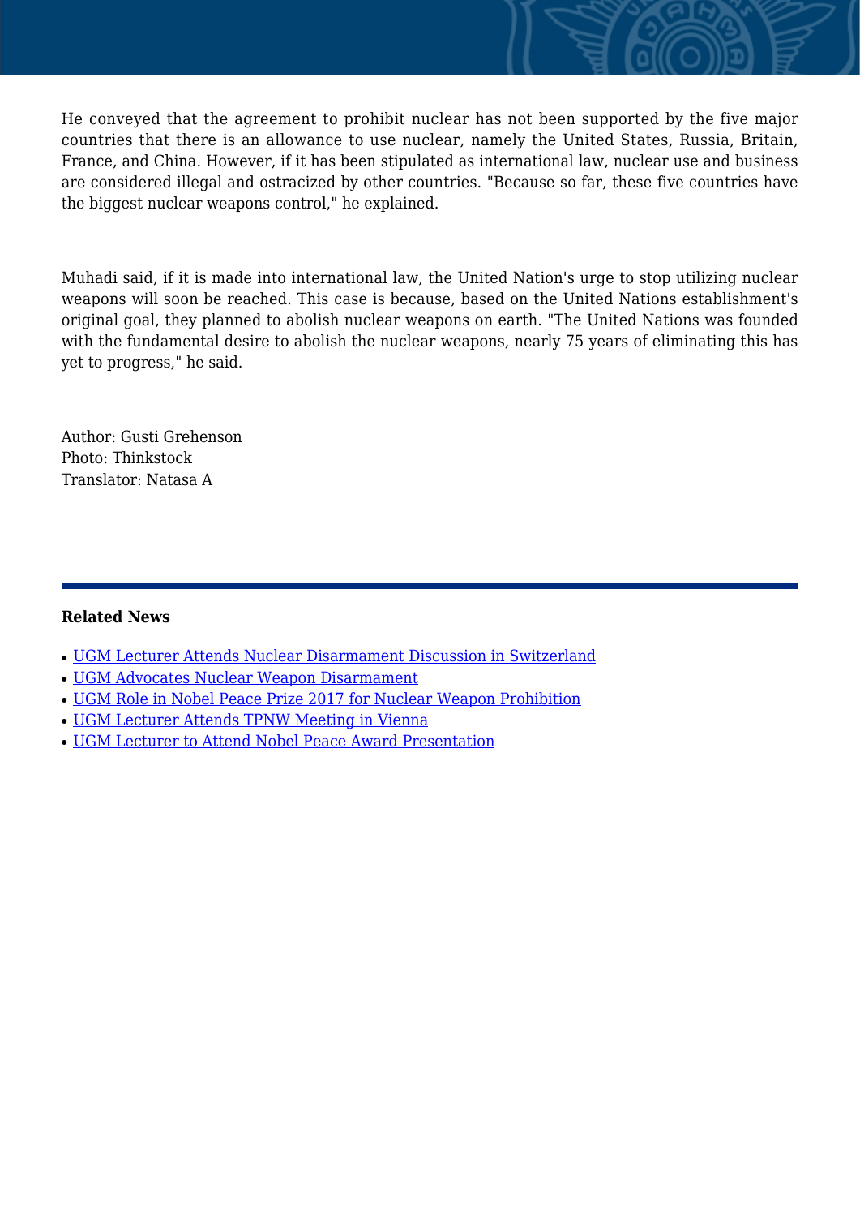He conveyed that the agreement to prohibit nuclear has not been supported by the five major countries that there is an allowance to use nuclear, namely the United States, Russia, Britain, France, and China. However, if it has been stipulated as international law, nuclear use and business are considered illegal and ostracized by other countries. "Because so far, these five countries have the biggest nuclear weapons control," he explained.

Muhadi said, if it is made into international law, the United Nation's urge to stop utilizing nuclear weapons will soon be reached. This case is because, based on the United Nations establishment's original goal, they planned to abolish nuclear weapons on earth. "The United Nations was founded with the fundamental desire to abolish the nuclear weapons, nearly 75 years of eliminating this has yet to progress," he said.

Author: Gusti Grehenson
Photo: Thinkstock
Translator: Natasa A

---

**Related News**

- UGM Lecturer Attends Nuclear Disarmament Discussion in Switzerland
- UGM Advocates Nuclear Weapon Disarmament
- UGM Role in Nobel Peace Prize 2017 for Nuclear Weapon Prohibition
- UGM Lecturer Attends TPNW Meeting in Vienna
- UGM Lecturer to Attend Nobel Peace Award Presentation